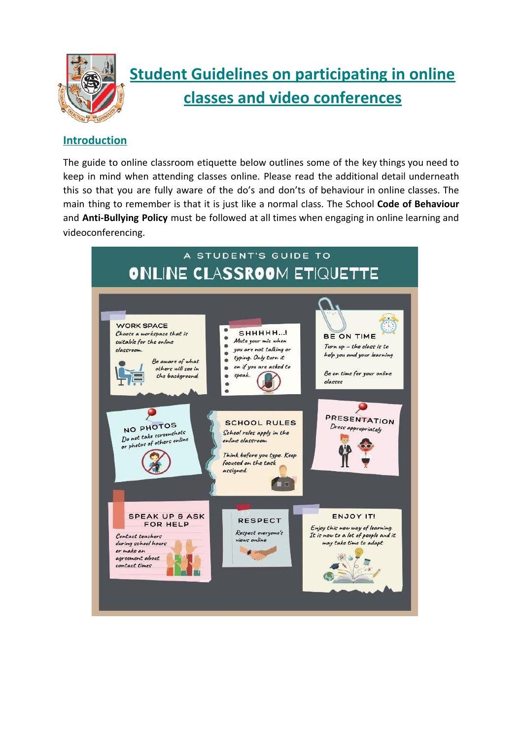# Student Guidelines on participating in online classes and video conferences

## Introduction

The guide to online classroom etiquette below outlines some of the key things you need to keep in mind when attending classes online. Please read the additional detail underneath this so that you are fully aware of the do's and don'ts of behaviour in online classes. The main thing to remember is that it is just like a normal class. The School **Code of Behaviour** and **Anti-Bullying Policy** must be followed at all times when engaging in online learning and videoconferencing.

## A STUDENT'S GUIDE TO ONLINE CLASSROOM ETIQUETTE

**WORK SPACE**
*Choose a workspace that is suitable for the online classroom.*
*Be aware of what others will see in the background.*

**SHHHHH...!**
*Mute your mic when you are not talking or typing. Only turn it on if you are asked to speak.*

**BE ON TIME**
*Turn up – the class is to help you and your learning*
*Be on time for your online classes*

**NO PHOTOS**
*Do not take screenshots or photos of others online*

**SCHOOL RULES**
*School rules apply in the online classroom.*
*Think before you type. Keep focused on the task assigned.*

**PRESENTATION**
*Dress appropriately*

**SPEAK UP & ASK FOR HELP**
*Contact teachers during school hours or make an agreement about contact times*

**RESPECT**
*Respect everyone's views online*

**ENJOY IT!**
*Enjoy this new way of learning. It is new to a lot of people and it may take time to adapt*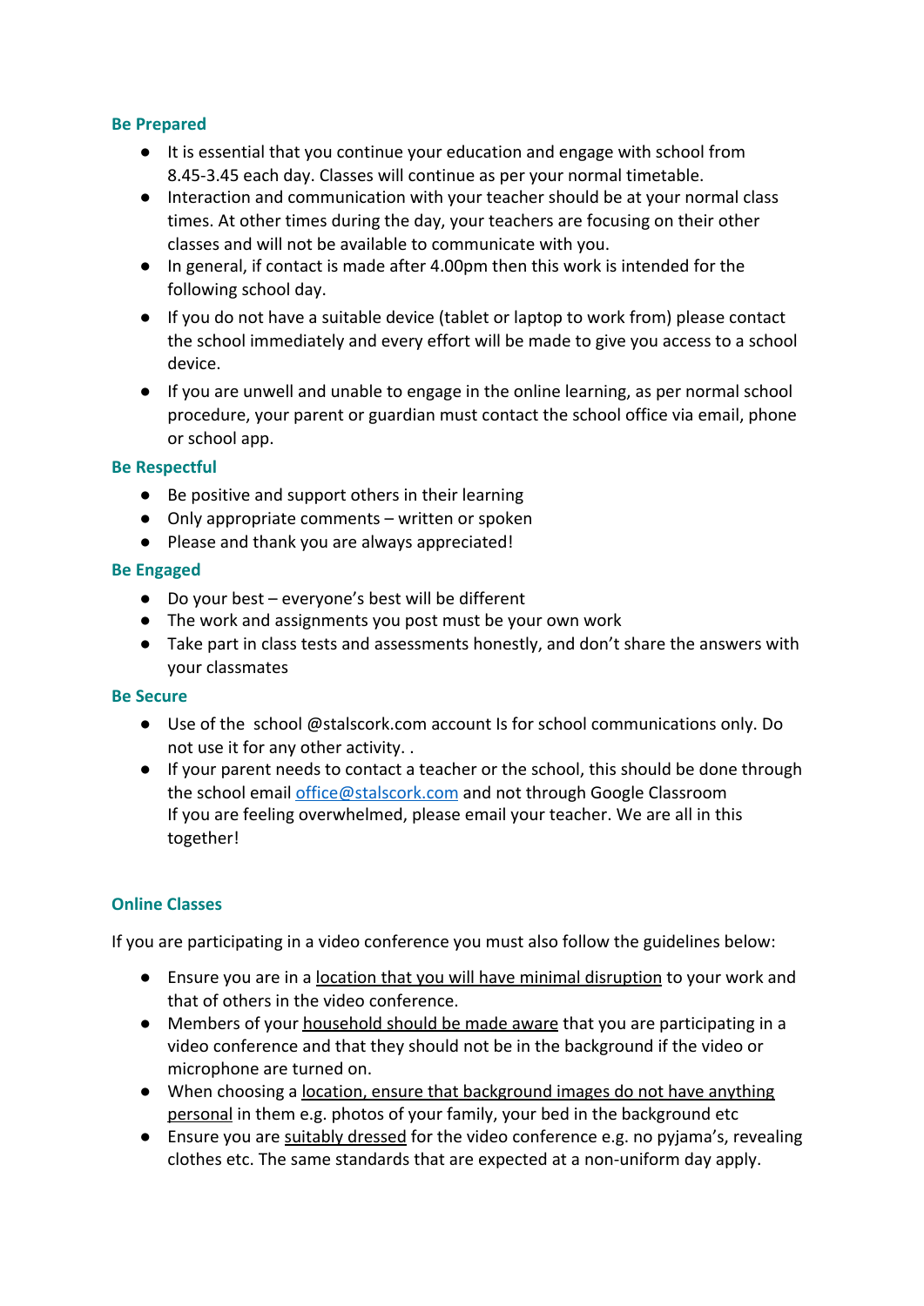### Be Prepared

- It is essential that you continue your education and engage with school from 8.45-3.45 each day. Classes will continue as per your normal timetable.
- Interaction and communication with your teacher should be at your normal class times. At other times during the day, your teachers are focusing on their other classes and will not be available to communicate with you.
- In general, if contact is made after 4.00pm then this work is intended for the following school day.
- If you do not have a suitable device (tablet or laptop to work from) please contact the school immediately and every effort will be made to give you access to a school device.
- If you are unwell and unable to engage in the online learning, as per normal school procedure, your parent or guardian must contact the school office via email, phone or school app.

### Be Respectful

- Be positive and support others in their learning
- Only appropriate comments – written or spoken
- Please and thank you are always appreciated!

### Be Engaged

- Do your best – everyone's best will be different
- The work and assignments you post must be your own work
- Take part in class tests and assessments honestly, and don't share the answers with your classmates

### Be Secure

- Use of the school @stalscork.com account Is for school communications only. Do not use it for any other activity. .
- If your parent needs to contact a teacher or the school, this should be done through the school email [office@stalscork.com](mailto:office@stalscork.com) and not through Google Classroom
  If you are feeling overwhelmed, please email your teacher. We are all in this together!

### Online Classes

If you are participating in a video conference you must also follow the guidelines below:

- Ensure you are in a <u>location that you will have minimal disruption</u> to your work and that of others in the video conference.
- Members of your <u>household should be made aware</u> that you are participating in a video conference and that they should not be in the background if the video or microphone are turned on.
- When choosing a <u>location, ensure that background images do not have anything personal</u> in them e.g. photos of your family, your bed in the background etc
- Ensure you are <u>suitably dressed</u> for the video conference e.g. no pyjama's, revealing clothes etc. The same standards that are expected at a non-uniform day apply.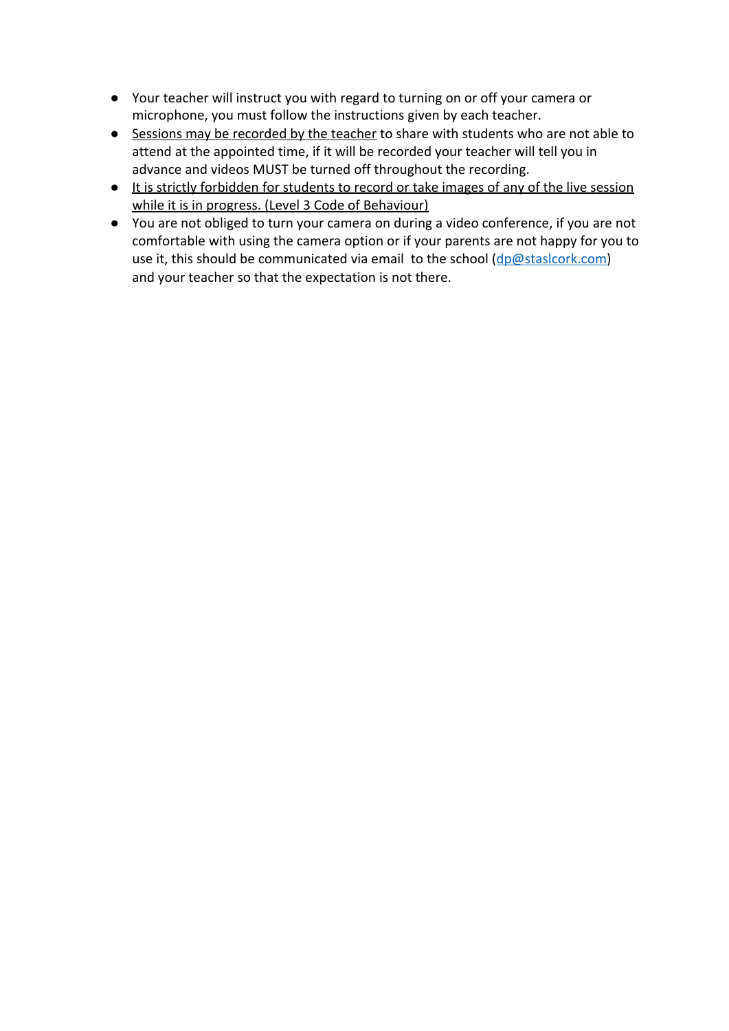- Your teacher will instruct you with regard to turning on or off your camera or microphone, you must follow the instructions given by each teacher.
- <u>Sessions may be recorded by the teacher</u> to share with students who are not able to attend at the appointed time, if it will be recorded your teacher will tell you in advance and videos MUST be turned off throughout the recording.
- <u>It is strictly forbidden for students to record or take images of any of the live session while it is in progress. (Level 3 Code of Behaviour)</u>
- You are not obliged to turn your camera on during a video conference, if you are not comfortable with using the camera option or if your parents are not happy for you to use it, this should be communicated via email to the school (dp@staslcork.com) and your teacher so that the expectation is not there.